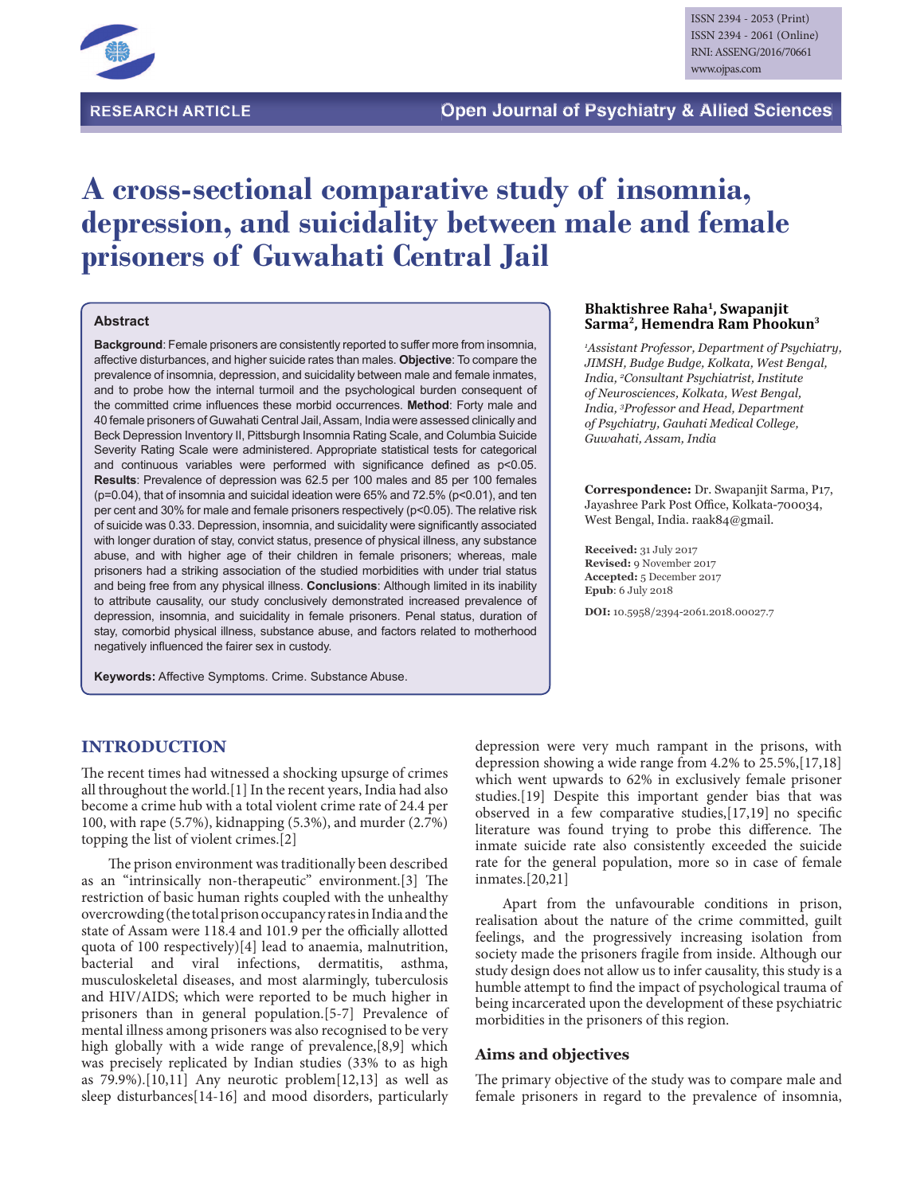RESEARCH ARTICLE

Open Journal of Psychiatry & Allied Sciences

ISSN 2394 - 2053 (Print)
ISSN 2394 - 2061 (Online)
RNI: ASSENG/2016/70661
www.ojpas.com

# A cross-sectional comparative study of insomnia, depression, and suicidality between male and female prisoners of Guwahati Central Jail

**Bhaktishree Raha[1], Swapanjit Sarma[2], Hemendra Ram Phookun[3]**

*[1]Assistant Professor, Department of Psychiatry, JIMSH, Budge Budge, Kolkata, West Bengal, India, [2]Consultant Psychiatrist, Institute of Neurosciences, Kolkata, West Bengal, India, [3]Professor and Head, Department of Psychiatry, Gauhati Medical College, Guwahati, Assam, India*

**Correspondence:** Dr. Swapanjit Sarma, P17, Jayashree Park Post Office, Kolkata-700034, West Bengal, India. raak84@gmail.

**Received:** 31 July 2017
**Revised:** 9 November 2017
**Accepted:** 5 December 2017
**Epub**: 6 July 2018

**DOI:** 10.5958/2394-2061.2018.00027.7

## Abstract

**Background**: Female prisoners are consistently reported to suffer more from insomnia, affective disturbances, and higher suicide rates than males. **Objective**: To compare the prevalence of insomnia, depression, and suicidality between male and female inmates, and to probe how the internal turmoil and the psychological burden consequent of the committed crime influences these morbid occurrences. **Method**: Forty male and 40 female prisoners of Guwahati Central Jail, Assam, India were assessed clinically and Beck Depression Inventory II, Pittsburgh Insomnia Rating Scale, and Columbia Suicide Severity Rating Scale were administered. Appropriate statistical tests for categorical and continuous variables were performed with significance defined as p<0.05. **Results**: Prevalence of depression was 62.5 per 100 males and 85 per 100 females (p=0.04), that of insomnia and suicidal ideation were 65% and 72.5% (p<0.01), and ten per cent and 30% for male and female prisoners respectively (p<0.05). The relative risk of suicide was 0.33. Depression, insomnia, and suicidality were significantly associated with longer duration of stay, convict status, presence of physical illness, any substance abuse, and with higher age of their children in female prisoners; whereas, male prisoners had a striking association of the studied morbidities with under trial status and being free from any physical illness. **Conclusions**: Although limited in its inability to attribute causality, our study conclusively demonstrated increased prevalence of depression, insomnia, and suicidality in female prisoners. Penal status, duration of stay, comorbid physical illness, substance abuse, and factors related to motherhood negatively influenced the fairer sex in custody.

**Keywords:** Affective Symptoms. Crime. Substance Abuse.

## INTRODUCTION

The recent times had witnessed a shocking upsurge of crimes all throughout the world.[1] In the recent years, India had also become a crime hub with a total violent crime rate of 24.4 per 100, with rape (5.7%), kidnapping (5.3%), and murder (2.7%) topping the list of violent crimes.[2]

The prison environment was traditionally been described as an "intrinsically non-therapeutic" environment.[3] The restriction of basic human rights coupled with the unhealthy overcrowding (the total prison occupancy rates in India and the state of Assam were 118.4 and 101.9 per the officially allotted quota of 100 respectively)[4] lead to anaemia, malnutrition, bacterial and viral infections, dermatitis, asthma, musculoskeletal diseases, and most alarmingly, tuberculosis and HIV/AIDS; which were reported to be much higher in prisoners than in general population.[5-7] Prevalence of mental illness among prisoners was also recognised to be very high globally with a wide range of prevalence,[8,9] which was precisely replicated by Indian studies (33% to as high as 79.9%).[10,11] Any neurotic problem[12,13] as well as sleep disturbances[14-16] and mood disorders, particularly depression were very much rampant in the prisons, with depression showing a wide range from 4.2% to 25.5%,[17,18] which went upwards to 62% in exclusively female prisoner studies.[19] Despite this important gender bias that was observed in a few comparative studies,[17,19] no specific literature was found trying to probe this difference. The inmate suicide rate also consistently exceeded the suicide rate for the general population, more so in case of female inmates.[20,21]

Apart from the unfavourable conditions in prison, realisation about the nature of the crime committed, guilt feelings, and the progressively increasing isolation from society made the prisoners fragile from inside. Although our study design does not allow us to infer causality, this study is a humble attempt to find the impact of psychological trauma of being incarcerated upon the development of these psychiatric morbidities in the prisoners of this region.

### Aims and objectives

The primary objective of the study was to compare male and female prisoners in regard to the prevalence of insomnia,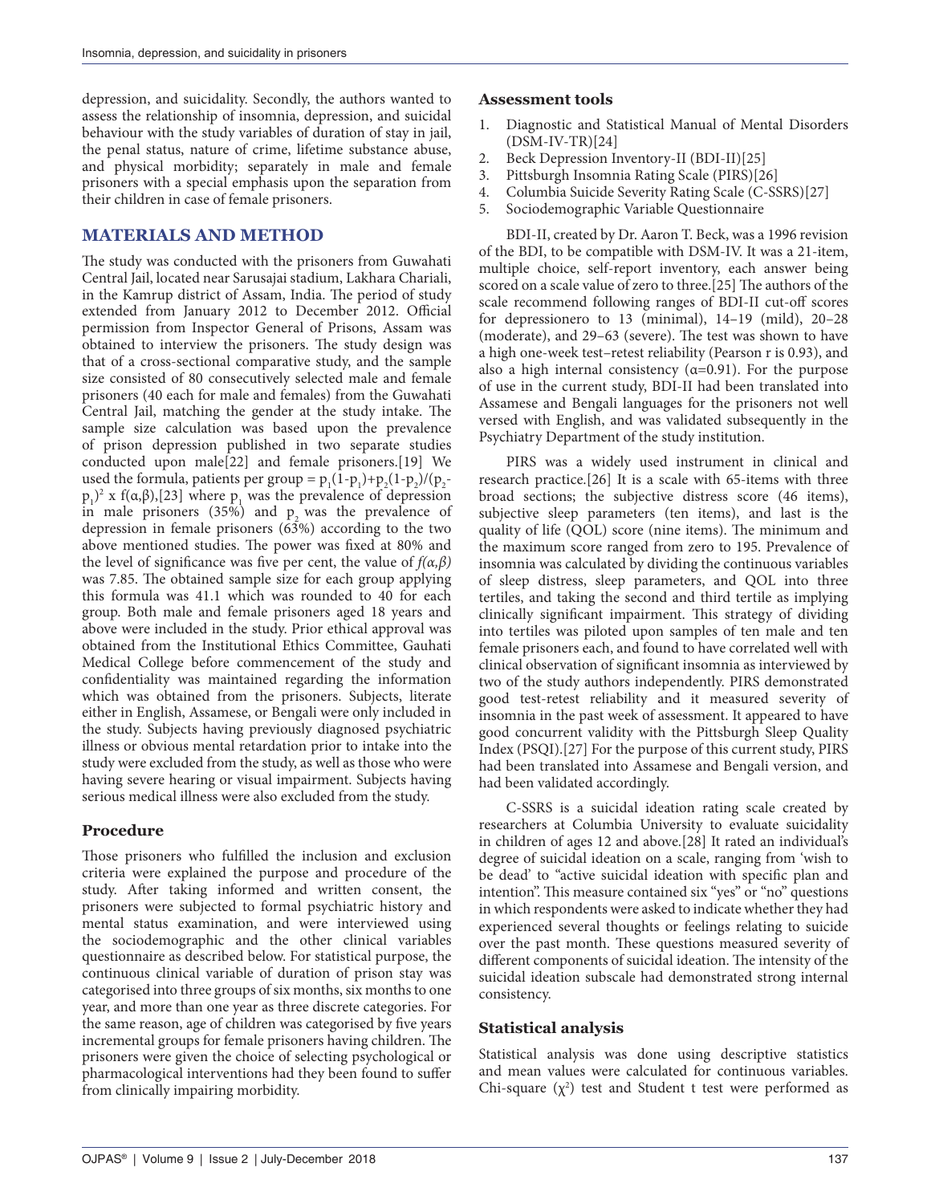depression, and suicidality. Secondly, the authors wanted to assess the relationship of insomnia, depression, and suicidal behaviour with the study variables of duration of stay in jail, the penal status, nature of crime, lifetime substance abuse, and physical morbidity; separately in male and female prisoners with a special emphasis upon the separation from their children in case of female prisoners.

## MATERIALS AND METHOD

The study was conducted with the prisoners from Guwahati Central Jail, located near Sarusajai stadium, Lakhara Chariali, in the Kamrup district of Assam, India. The period of study extended from January 2012 to December 2012. Official permission from Inspector General of Prisons, Assam was obtained to interview the prisoners. The study design was that of a cross-sectional comparative study, and the sample size consisted of 80 consecutively selected male and female prisoners (40 each for male and females) from the Guwahati Central Jail, matching the gender at the study intake. The sample size calculation was based upon the prevalence of prison depression published in two separate studies conducted upon male[22] and female prisoners.[19] We used the formula, patients per group = $p_1(1-p_1)+p_2(1-p_2)/(p_2-p_1)^2 \times f(\alpha,\beta)$,[23] where $p_1$ was the prevalence of depression in male prisoners (35%) and $p_2$ was the prevalence of depression in female prisoners (63%) according to the two above mentioned studies. The power was fixed at 80% and the level of significance was five per cent, the value of $f(\alpha,\beta)$ was 7.85. The obtained sample size for each group applying this formula was 41.1 which was rounded to 40 for each group. Both male and female prisoners aged 18 years and above were included in the study. Prior ethical approval was obtained from the Institutional Ethics Committee, Gauhati Medical College before commencement of the study and confidentiality was maintained regarding the information which was obtained from the prisoners. Subjects, literate either in English, Assamese, or Bengali were only included in the study. Subjects having previously diagnosed psychiatric illness or obvious mental retardation prior to intake into the study were excluded from the study, as well as those who were having severe hearing or visual impairment. Subjects having serious medical illness were also excluded from the study.

### Procedure

Those prisoners who fulfilled the inclusion and exclusion criteria were explained the purpose and procedure of the study. After taking informed and written consent, the prisoners were subjected to formal psychiatric history and mental status examination, and were interviewed using the sociodemographic and the other clinical variables questionnaire as described below. For statistical purpose, the continuous clinical variable of duration of prison stay was categorised into three groups of six months, six months to one year, and more than one year as three discrete categories. For the same reason, age of children was categorised by five years incremental groups for female prisoners having children. The prisoners were given the choice of selecting psychological or pharmacological interventions had they been found to suffer from clinically impairing morbidity.

### Assessment tools

1. Diagnostic and Statistical Manual of Mental Disorders (DSM-IV-TR)[24]
2. Beck Depression Inventory-II (BDI-II)[25]
3. Pittsburgh Insomnia Rating Scale (PIRS)[26]
4. Columbia Suicide Severity Rating Scale (C-SSRS)[27]
5. Sociodemographic Variable Questionnaire

BDI-II, created by Dr. Aaron T. Beck, was a 1996 revision of the BDI, to be compatible with DSM-IV. It was a 21-item, multiple choice, self-report inventory, each answer being scored on a scale value of zero to three.[25] The authors of the scale recommend following ranges of BDI-II cut-off scores for depressionero to 13 (minimal), 14–19 (mild), 20–28 (moderate), and 29–63 (severe). The test was shown to have a high one-week test–retest reliability (Pearson r is 0.93), and also a high internal consistency (α=0.91). For the purpose of use in the current study, BDI-II had been translated into Assamese and Bengali languages for the prisoners not well versed with English, and was validated subsequently in the Psychiatry Department of the study institution.

PIRS was a widely used instrument in clinical and research practice.[26] It is a scale with 65-items with three broad sections; the subjective distress score (46 items), subjective sleep parameters (ten items), and last is the quality of life (QOL) score (nine items). The minimum and the maximum score ranged from zero to 195. Prevalence of insomnia was calculated by dividing the continuous variables of sleep distress, sleep parameters, and QOL into three tertiles, and taking the second and third tertile as implying clinically significant impairment. This strategy of dividing into tertiles was piloted upon samples of ten male and ten female prisoners each, and found to have correlated well with clinical observation of significant insomnia as interviewed by two of the study authors independently. PIRS demonstrated good test-retest reliability and it measured severity of insomnia in the past week of assessment. It appeared to have good concurrent validity with the Pittsburgh Sleep Quality Index (PSQI).[27] For the purpose of this current study, PIRS had been translated into Assamese and Bengali version, and had been validated accordingly.

C-SSRS is a suicidal ideation rating scale created by researchers at Columbia University to evaluate suicidality in children of ages 12 and above.[28] It rated an individual's degree of suicidal ideation on a scale, ranging from 'wish to be dead' to "active suicidal ideation with specific plan and intention". This measure contained six "yes" or "no" questions in which respondents were asked to indicate whether they had experienced several thoughts or feelings relating to suicide over the past month. These questions measured severity of different components of suicidal ideation. The intensity of the suicidal ideation subscale had demonstrated strong internal consistency.

### Statistical analysis

Statistical analysis was done using descriptive statistics and mean values were calculated for continuous variables. Chi-square ($\chi^2$) test and Student t test were performed as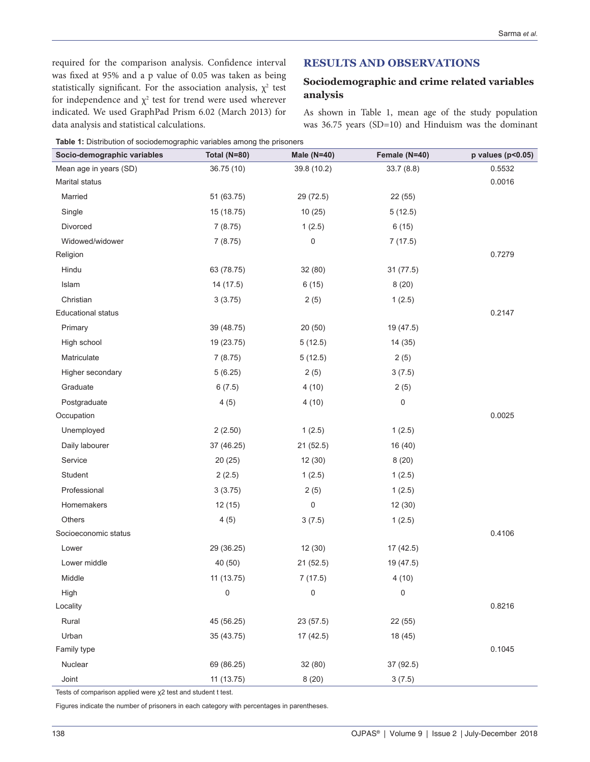required for the comparison analysis. Confidence interval was fixed at 95% and a p value of 0.05 was taken as being statistically significant. For the association analysis, $\chi^2$ test for independence and $\chi^2$ test for trend were used wherever indicated. We used GraphPad Prism 6.02 (March 2013) for data analysis and statistical calculations.

## RESULTS AND OBSERVATIONS

### Sociodemographic and crime related variables analysis

As shown in Table 1, mean age of the study population was 36.75 years (SD=10) and Hinduism was the dominant

**Table 1:** Distribution of sociodemographic variables among the prisoners

| Socio-demographic variables | Total (N=80) | Male (N=40) | Female (N=40) | p values (p<0.05) |
|---|---|---|---|---|
| Mean age in years (SD) | 36.75 (10) | 39.8 (10.2) | 33.7 (8.8) | 0.5532 |
| Marital status | | | | 0.0016 |
| Married | 51 (63.75) | 29 (72.5) | 22 (55) | |
| Single | 15 (18.75) | 10 (25) | 5 (12.5) | |
| Divorced | 7 (8.75) | 1 (2.5) | 6 (15) | |
| Widowed/widower | 7 (8.75) | 0 | 7 (17.5) | |
| Religion | | | | 0.7279 |
| Hindu | 63 (78.75) | 32 (80) | 31 (77.5) | |
| Islam | 14 (17.5) | 6 (15) | 8 (20) | |
| Christian | 3 (3.75) | 2 (5) | 1 (2.5) | |
| Educational status | | | | 0.2147 |
| Primary | 39 (48.75) | 20 (50) | 19 (47.5) | |
| High school | 19 (23.75) | 5 (12.5) | 14 (35) | |
| Matriculate | 7 (8.75) | 5 (12.5) | 2 (5) | |
| Higher secondary | 5 (6.25) | 2 (5) | 3 (7.5) | |
| Graduate | 6 (7.5) | 4 (10) | 2 (5) | |
| Postgraduate | 4 (5) | 4 (10) | 0 | |
| Occupation | | | | 0.0025 |
| Unemployed | 2 (2.50) | 1 (2.5) | 1 (2.5) | |
| Daily labourer | 37 (46.25) | 21 (52.5) | 16 (40) | |
| Service | 20 (25) | 12 (30) | 8 (20) | |
| Student | 2 (2.5) | 1 (2.5) | 1 (2.5) | |
| Professional | 3 (3.75) | 2 (5) | 1 (2.5) | |
| Homemakers | 12 (15) | 0 | 12 (30) | |
| Others | 4 (5) | 3 (7.5) | 1 (2.5) | |
| Socioeconomic status | | | | 0.4106 |
| Lower | 29 (36.25) | 12 (30) | 17 (42.5) | |
| Lower middle | 40 (50) | 21 (52.5) | 19 (47.5) | |
| Middle | 11 (13.75) | 7 (17.5) | 4 (10) | |
| High | 0 | 0 | 0 | |
| Locality | | | | 0.8216 |
| Rural | 45 (56.25) | 23 (57.5) | 22 (55) | |
| Urban | 35 (43.75) | 17 (42.5) | 18 (45) | |
| Family type | | | | 0.1045 |
| Nuclear | 69 (86.25) | 32 (80) | 37 (92.5) | |
| Joint | 11 (13.75) | 8 (20) | 3 (7.5) | |

Tests of comparison applied were $\chi^2$ test and student t test.

Figures indicate the number of prisoners in each category with percentages in parentheses.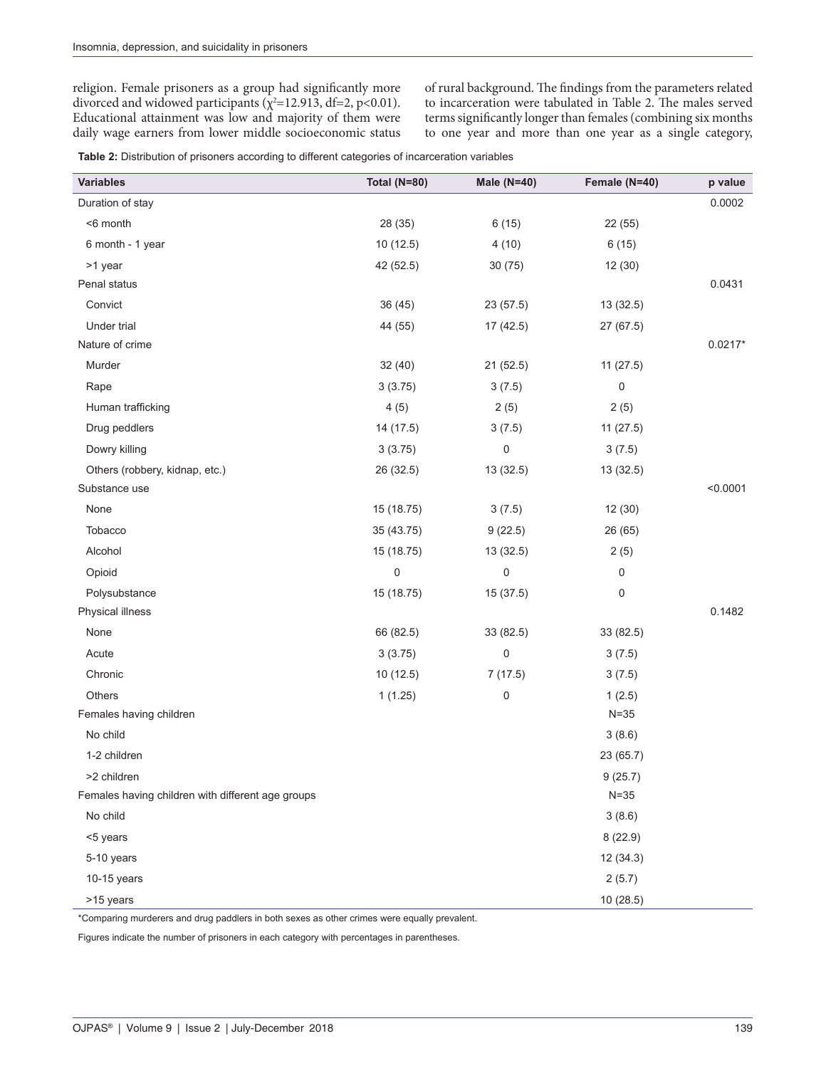religion. Female prisoners as a group had significantly more divorced and widowed participants ($\chi^2$=12.913, df=2, p<0.01). Educational attainment was low and majority of them were daily wage earners from lower middle socioeconomic status of rural background. The findings from the parameters related to incarceration were tabulated in Table 2. The males served terms significantly longer than females (combining six months to one year and more than one year as a single category,

**Table 2:** Distribution of prisoners according to different categories of incarceration variables

| Variables | Total (N=80) | Male (N=40) | Female (N=40) | p value |
|---|---|---|---|---|
| Duration of stay | | | | 0.0002 |
| <6 month | 28 (35) | 6 (15) | 22 (55) | |
| 6 month - 1 year | 10 (12.5) | 4 (10) | 6 (15) | |
| >1 year | 42 (52.5) | 30 (75) | 12 (30) | |
| Penal status | | | | 0.0431 |
| Convict | 36 (45) | 23 (57.5) | 13 (32.5) | |
| Under trial | 44 (55) | 17 (42.5) | 27 (67.5) | |
| Nature of crime | | | | 0.0217* |
| Murder | 32 (40) | 21 (52.5) | 11 (27.5) | |
| Rape | 3 (3.75) | 3 (7.5) | 0 | |
| Human trafficking | 4 (5) | 2 (5) | 2 (5) | |
| Drug peddlers | 14 (17.5) | 3 (7.5) | 11 (27.5) | |
| Dowry killing | 3 (3.75) | 0 | 3 (7.5) | |
| Others (robbery, kidnap, etc.) | 26 (32.5) | 13 (32.5) | 13 (32.5) | |
| Substance use | | | | <0.0001 |
| None | 15 (18.75) | 3 (7.5) | 12 (30) | |
| Tobacco | 35 (43.75) | 9 (22.5) | 26 (65) | |
| Alcohol | 15 (18.75) | 13 (32.5) | 2 (5) | |
| Opioid | 0 | 0 | 0 | |
| Polysubstance | 15 (18.75) | 15 (37.5) | 0 | |
| Physical illness | | | | 0.1482 |
| None | 66 (82.5) | 33 (82.5) | 33 (82.5) | |
| Acute | 3 (3.75) | 0 | 3 (7.5) | |
| Chronic | 10 (12.5) | 7 (17.5) | 3 (7.5) | |
| Others | 1 (1.25) | 0 | 1 (2.5) | |
| Females having children | | | N=35 | |
| No child | | | 3 (8.6) | |
| 1-2 children | | | 23 (65.7) | |
| >2 children | | | 9 (25.7) | |
| Females having children with different age groups | | | N=35 | |
| No child | | | 3 (8.6) | |
| <5 years | | | 8 (22.9) | |
| 5-10 years | | | 12 (34.3) | |
| 10-15 years | | | 2 (5.7) | |
| >15 years | | | 10 (28.5) | |

*Comparing murderers and drug paddlers in both sexes as other crimes were equally prevalent.

Figures indicate the number of prisoners in each category with percentages in parentheses.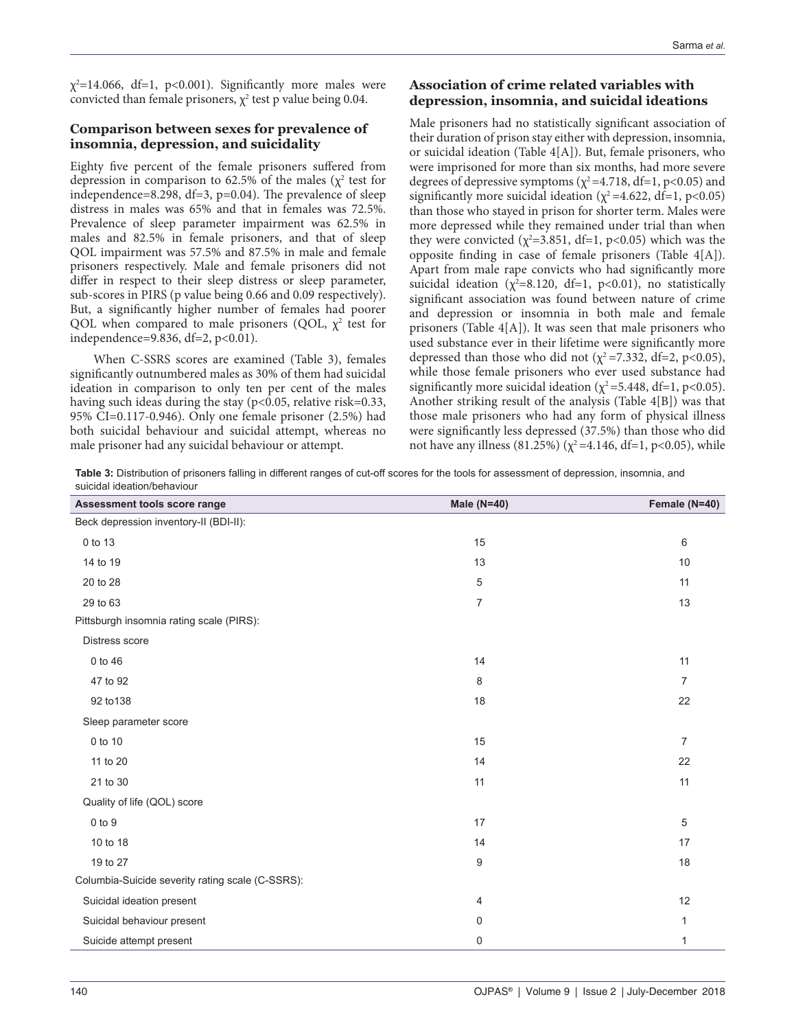$\chi^2$=14.066, df=1, p<0.001). Significantly more males were convicted than female prisoners, $\chi^2$ test p value being 0.04.

### Comparison between sexes for prevalence of insomnia, depression, and suicidality

Eighty five percent of the female prisoners suffered from depression in comparison to 62.5% of the males ($\chi^2$ test for independence=8.298, df=3, p=0.04). The prevalence of sleep distress in males was 65% and that in females was 72.5%. Prevalence of sleep parameter impairment was 62.5% in males and 82.5% in female prisoners, and that of sleep QOL impairment was 57.5% and 87.5% in male and female prisoners respectively. Male and female prisoners did not differ in respect to their sleep distress or sleep parameter, sub-scores in PIRS (p value being 0.66 and 0.09 respectively). But, a significantly higher number of females had poorer QOL when compared to male prisoners (QOL, $\chi^2$ test for independence=9.836, df=2, p<0.01).

When C-SSRS scores are examined (Table 3), females significantly outnumbered males as 30% of them had suicidal ideation in comparison to only ten per cent of the males having such ideas during the stay (p<0.05, relative risk=0.33, 95% CI=0.117-0.946). Only one female prisoner (2.5%) had both suicidal behaviour and suicidal attempt, whereas no male prisoner had any suicidal behaviour or attempt.

### Association of crime related variables with depression, insomnia, and suicidal ideations

Male prisoners had no statistically significant association of their duration of prison stay either with depression, insomnia, or suicidal ideation (Table 4[A]). But, female prisoners, who were imprisoned for more than six months, had more severe degrees of depressive symptoms ($\chi^2$=4.718, df=1, p<0.05) and significantly more suicidal ideation ($\chi^2$=4.622, df=1, p<0.05) than those who stayed in prison for shorter term. Males were more depressed while they remained under trial than when they were convicted ($\chi^2$=3.851, df=1, p<0.05) which was the opposite finding in case of female prisoners (Table 4[A]). Apart from male rape convicts who had significantly more suicidal ideation ($\chi^2$=8.120, df=1, p<0.01), no statistically significant association was found between nature of crime and depression or insomnia in both male and female prisoners (Table 4[A]). It was seen that male prisoners who used substance ever in their lifetime were significantly more depressed than those who did not ($\chi^2$=7.332, df=2, p<0.05), while those female prisoners who ever used substance had significantly more suicidal ideation ($\chi^2$=5.448, df=1, p<0.05). Another striking result of the analysis (Table 4[B]) was that those male prisoners who had any form of physical illness were significantly less depressed (37.5%) than those who did not have any illness (81.25%) ($\chi^2$=4.146, df=1, p<0.05), while

**Table 3:** Distribution of prisoners falling in different ranges of cut-off scores for the tools for assessment of depression, insomnia, and suicidal ideation/behaviour

| Assessment tools score range | Male (N=40) | Female (N=40) |
|---|---|---|
| Beck depression inventory-II (BDI-II): | | |
| 0 to 13 | 15 | 6 |
| 14 to 19 | 13 | 10 |
| 20 to 28 | 5 | 11 |
| 29 to 63 | 7 | 13 |
| Pittsburgh insomnia rating scale (PIRS): | | |
| Distress score | | |
| 0 to 46 | 14 | 11 |
| 47 to 92 | 8 | 7 |
| 92 to138 | 18 | 22 |
| Sleep parameter score | | |
| 0 to 10 | 15 | 7 |
| 11 to 20 | 14 | 22 |
| 21 to 30 | 11 | 11 |
| Quality of life (QOL) score | | |
| 0 to 9 | 17 | 5 |
| 10 to 18 | 14 | 17 |
| 19 to 27 | 9 | 18 |
| Columbia-Suicide severity rating scale (C-SSRS): | | |
| Suicidal ideation present | 4 | 12 |
| Suicidal behaviour present | 0 | 1 |
| Suicide attempt present | 0 | 1 |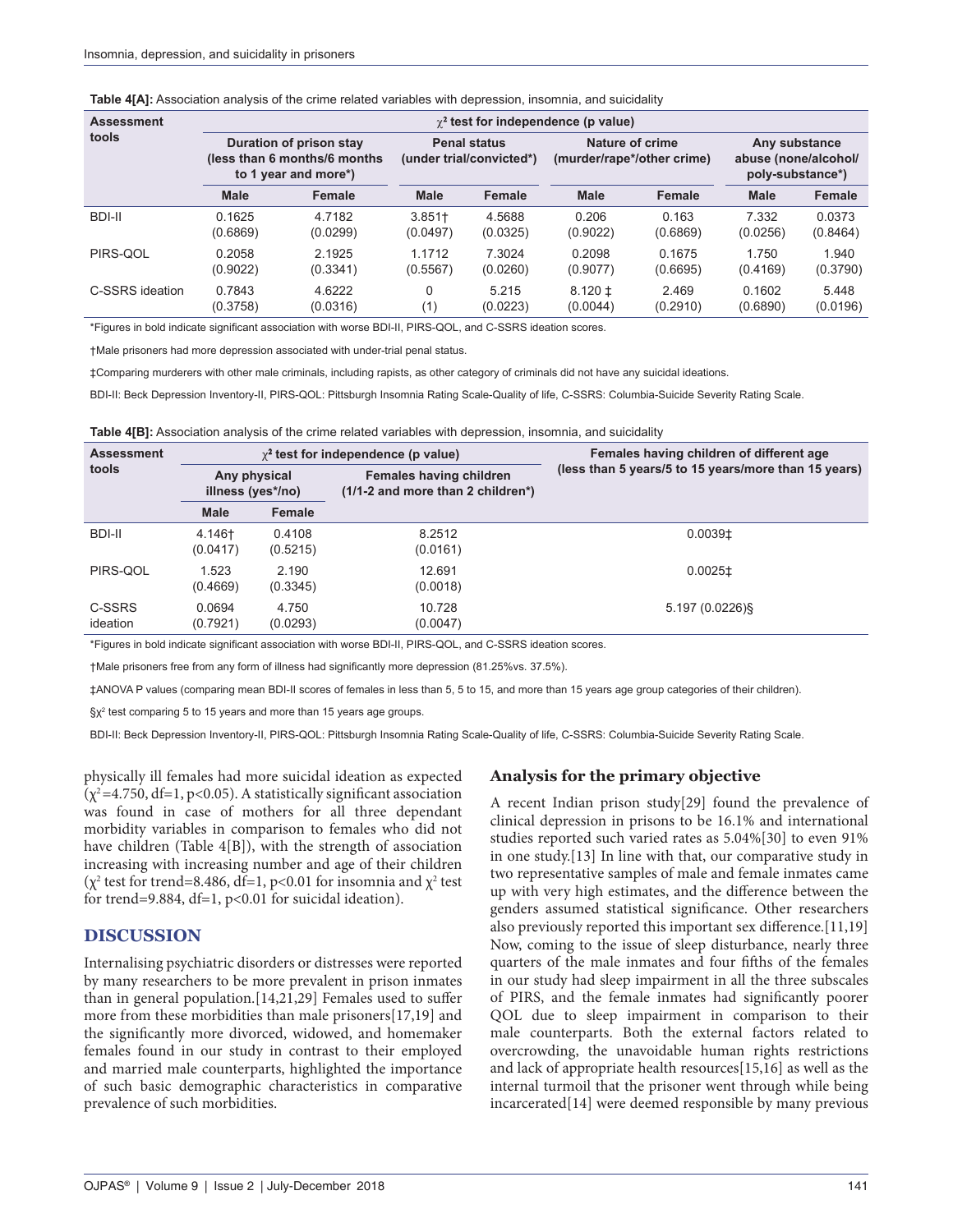**Table 4[A]:** Association analysis of the crime related variables with depression, insomnia, and suicidality

| Assessment tools | $\chi^2$ test for independence (p value) | | | | | | | |
|---|---|---|---|---|---|---|---|---|
| | Duration of prison stay (less than 6 months/6 months to 1 year and more*) | | Penal status (under trial/convicted*) | | Nature of crime (murder/rape*/other crime) | | Any substance abuse (none/alcohol/ poly-substance*) | |
| | Male | Female | Male | Female | Male | Female | Male | Female |
| BDI-II | 0.1625 (0.6869) | 4.7182 (0.0299) | 3.851† (0.0497) | 4.5688 (0.0325) | 0.206 (0.9022) | 0.163 (0.6869) | 7.332 (0.0256) | 0.0373 (0.8464) |
| PIRS-QOL | 0.2058 (0.9022) | 2.1925 (0.3341) | 1.1712 (0.5567) | 7.3024 (0.0260) | 0.2098 (0.9077) | 0.1675 (0.6695) | 1.750 (0.4169) | 1.940 (0.3790) |
| C-SSRS ideation | 0.7843 (0.3758) | 4.6222 (0.0316) | 0 (1) | 5.215 (0.0223) | 8.120 ‡ (0.0044) | 2.469 (0.2910) | 0.1602 (0.6890) | 5.448 (0.0196) |

*Figures in bold indicate significant association with worse BDI-II, PIRS-QOL, and C-SSRS ideation scores.

†Male prisoners had more depression associated with under-trial penal status.

‡Comparing murderers with other male criminals, including rapists, as other category of criminals did not have any suicidal ideations.

BDI-II: Beck Depression Inventory-II, PIRS-QOL: Pittsburgh Insomnia Rating Scale-Quality of life, C-SSRS: Columbia-Suicide Severity Rating Scale.

**Table 4[B]:** Association analysis of the crime related variables with depression, insomnia, and suicidality

| Assessment tools | $\chi^2$ test for independence (p value) | | | Females having children of different age (less than 5 years/5 to 15 years/more than 15 years) |
|---|---|---|---|---|
| | Any physical illness (yes*/no) | | Females having children (1/1-2 and more than 2 children*) | |
| | Male | Female | | |
| BDI-II | 4.146† (0.0417) | 0.4108 (0.5215) | 8.2512 (0.0161) | 0.0039‡ |
| PIRS-QOL | 1.523 (0.4669) | 2.190 (0.3345) | 12.691 (0.0018) | 0.0025‡ |
| C-SSRS ideation | 0.0694 (0.7921) | 4.750 (0.0293) | 10.728 (0.0047) | 5.197 (0.0226)§ |

*Figures in bold indicate significant association with worse BDI-II, PIRS-QOL, and C-SSRS ideation scores.

†Male prisoners free from any form of illness had significantly more depression (81.25%vs. 37.5%).

‡ANOVA P values (comparing mean BDI-II scores of females in less than 5, 5 to 15, and more than 15 years age group categories of their children).

§$\chi^2$ test comparing 5 to 15 years and more than 15 years age groups.

BDI-II: Beck Depression Inventory-II, PIRS-QOL: Pittsburgh Insomnia Rating Scale-Quality of life, C-SSRS: Columbia-Suicide Severity Rating Scale.

physically ill females had more suicidal ideation as expected ($\chi^2$=4.750, df=1, $p<0.05$). A statistically significant association was found in case of mothers for all three dependant morbidity variables in comparison to females who did not have children (Table 4[B]), with the strength of association increasing with increasing number and age of their children ($\chi^2$ test for trend=8.486, df=1, $p<0.01$ for insomnia and $\chi^2$ test for trend=9.884, df=1, $p<0.01$ for suicidal ideation).

## DISCUSSION

Internalising psychiatric disorders or distresses were reported by many researchers to be more prevalent in prison inmates than in general population.[14,21,29] Females used to suffer more from these morbidities than male prisoners[17,19] and the significantly more divorced, widowed, and homemaker females found in our study in contrast to their employed and married male counterparts, highlighted the importance of such basic demographic characteristics in comparative prevalence of such morbidities.

### Analysis for the primary objective

A recent Indian prison study[29] found the prevalence of clinical depression in prisons to be 16.1% and international studies reported such varied rates as 5.04%[30] to even 91% in one study.[13] In line with that, our comparative study in two representative samples of male and female inmates came up with very high estimates, and the difference between the genders assumed statistical significance. Other researchers also previously reported this important sex difference.[11,19] Now, coming to the issue of sleep disturbance, nearly three quarters of the male inmates and four fifths of the females in our study had sleep impairment in all the three subscales of PIRS, and the female inmates had significantly poorer QOL due to sleep impairment in comparison to their male counterparts. Both the external factors related to overcrowding, the unavoidable human rights restrictions and lack of appropriate health resources[15,16] as well as the internal turmoil that the prisoner went through while being incarcerated[14] were deemed responsible by many previous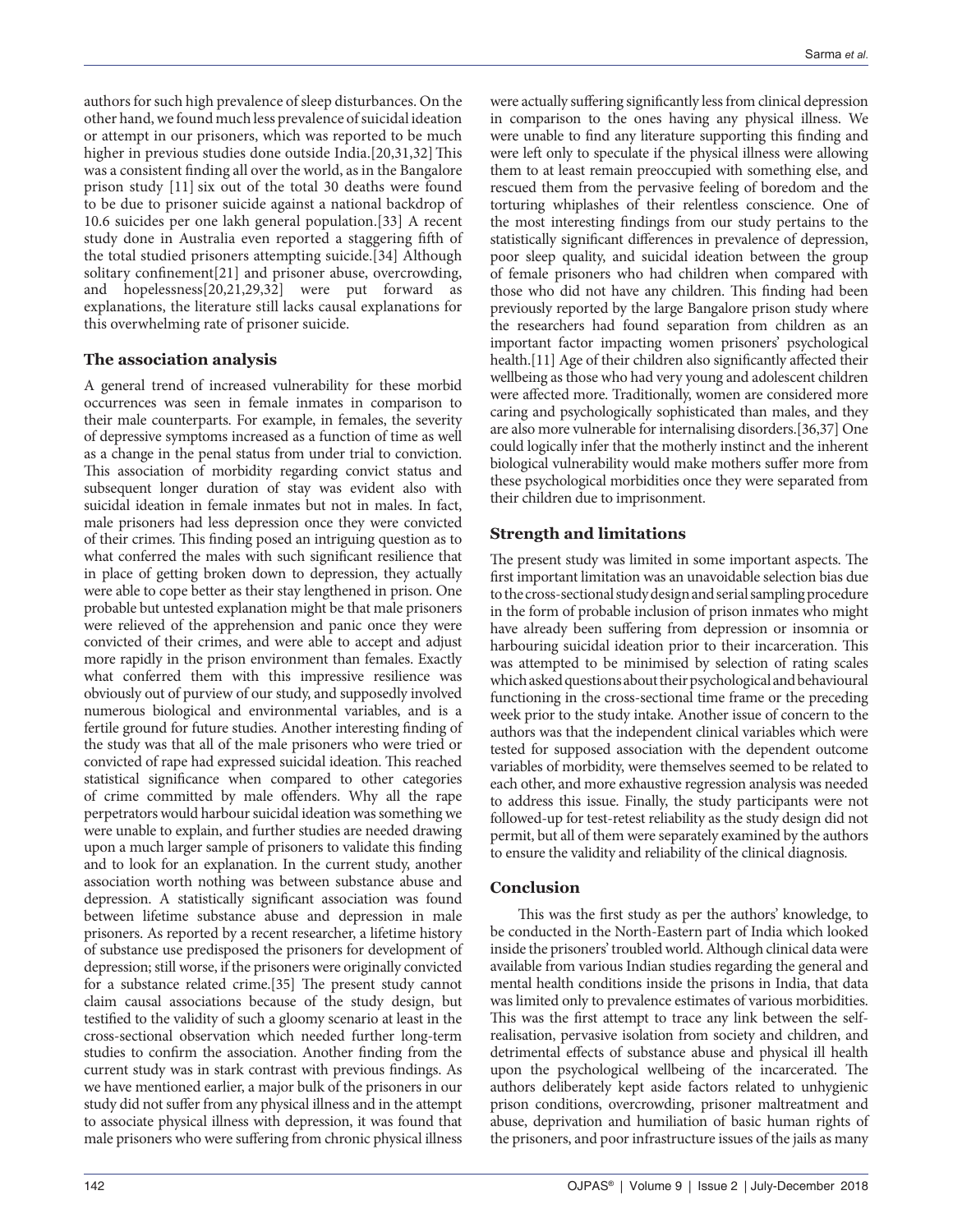authors for such high prevalence of sleep disturbances. On the other hand, we found much less prevalence of suicidal ideation or attempt in our prisoners, which was reported to be much higher in previous studies done outside India.[20,31,32] This was a consistent finding all over the world, as in the Bangalore prison study [11] six out of the total 30 deaths were found to be due to prisoner suicide against a national backdrop of 10.6 suicides per one lakh general population.[33] A recent study done in Australia even reported a staggering fifth of the total studied prisoners attempting suicide.[34] Although solitary confinement[21] and prisoner abuse, overcrowding, and hopelessness[20,21,29,32] were put forward as explanations, the literature still lacks causal explanations for this overwhelming rate of prisoner suicide.

### The association analysis

A general trend of increased vulnerability for these morbid occurrences was seen in female inmates in comparison to their male counterparts. For example, in females, the severity of depressive symptoms increased as a function of time as well as a change in the penal status from under trial to conviction. This association of morbidity regarding convict status and subsequent longer duration of stay was evident also with suicidal ideation in female inmates but not in males. In fact, male prisoners had less depression once they were convicted of their crimes. This finding posed an intriguing question as to what conferred the males with such significant resilience that in place of getting broken down to depression, they actually were able to cope better as their stay lengthened in prison. One probable but untested explanation might be that male prisoners were relieved of the apprehension and panic once they were convicted of their crimes, and were able to accept and adjust more rapidly in the prison environment than females. Exactly what conferred them with this impressive resilience was obviously out of purview of our study, and supposedly involved numerous biological and environmental variables, and is a fertile ground for future studies. Another interesting finding of the study was that all of the male prisoners who were tried or convicted of rape had expressed suicidal ideation. This reached statistical significance when compared to other categories of crime committed by male offenders. Why all the rape perpetrators would harbour suicidal ideation was something we were unable to explain, and further studies are needed drawing upon a much larger sample of prisoners to validate this finding and to look for an explanation. In the current study, another association worth nothing was between substance abuse and depression. A statistically significant association was found between lifetime substance abuse and depression in male prisoners. As reported by a recent researcher, a lifetime history of substance use predisposed the prisoners for development of depression; still worse, if the prisoners were originally convicted for a substance related crime.[35] The present study cannot claim causal associations because of the study design, but testified to the validity of such a gloomy scenario at least in the cross-sectional observation which needed further long-term studies to confirm the association. Another finding from the current study was in stark contrast with previous findings. As we have mentioned earlier, a major bulk of the prisoners in our study did not suffer from any physical illness and in the attempt to associate physical illness with depression, it was found that male prisoners who were suffering from chronic physical illness were actually suffering significantly less from clinical depression in comparison to the ones having any physical illness. We were unable to find any literature supporting this finding and were left only to speculate if the physical illness were allowing them to at least remain preoccupied with something else, and rescued them from the pervasive feeling of boredom and the torturing whiplashes of their relentless conscience. One of the most interesting findings from our study pertains to the statistically significant differences in prevalence of depression, poor sleep quality, and suicidal ideation between the group of female prisoners who had children when compared with those who did not have any children. This finding had been previously reported by the large Bangalore prison study where the researchers had found separation from children as an important factor impacting women prisoners' psychological health.[11] Age of their children also significantly affected their wellbeing as those who had very young and adolescent children were affected more. Traditionally, women are considered more caring and psychologically sophisticated than males, and they are also more vulnerable for internalising disorders.[36,37] One could logically infer that the motherly instinct and the inherent biological vulnerability would make mothers suffer more from these psychological morbidities once they were separated from their children due to imprisonment.

## Strength and limitations

The present study was limited in some important aspects. The first important limitation was an unavoidable selection bias due to the cross-sectional study design and serial sampling procedure in the form of probable inclusion of prison inmates who might have already been suffering from depression or insomnia or harbouring suicidal ideation prior to their incarceration. This was attempted to be minimised by selection of rating scales which asked questions about their psychological and behavioural functioning in the cross-sectional time frame or the preceding week prior to the study intake. Another issue of concern to the authors was that the independent clinical variables which were tested for supposed association with the dependent outcome variables of morbidity, were themselves seemed to be related to each other, and more exhaustive regression analysis was needed to address this issue. Finally, the study participants were not followed-up for test-retest reliability as the study design did not permit, but all of them were separately examined by the authors to ensure the validity and reliability of the clinical diagnosis.

## Conclusion

This was the first study as per the authors' knowledge, to be conducted in the North-Eastern part of India which looked inside the prisoners' troubled world. Although clinical data were available from various Indian studies regarding the general and mental health conditions inside the prisons in India, that data was limited only to prevalence estimates of various morbidities. This was the first attempt to trace any link between the self-realisation, pervasive isolation from society and children, and detrimental effects of substance abuse and physical ill health upon the psychological wellbeing of the incarcerated. The authors deliberately kept aside factors related to unhygienic prison conditions, overcrowding, prisoner maltreatment and abuse, deprivation and humiliation of basic human rights of the prisoners, and poor infrastructure issues of the jails as many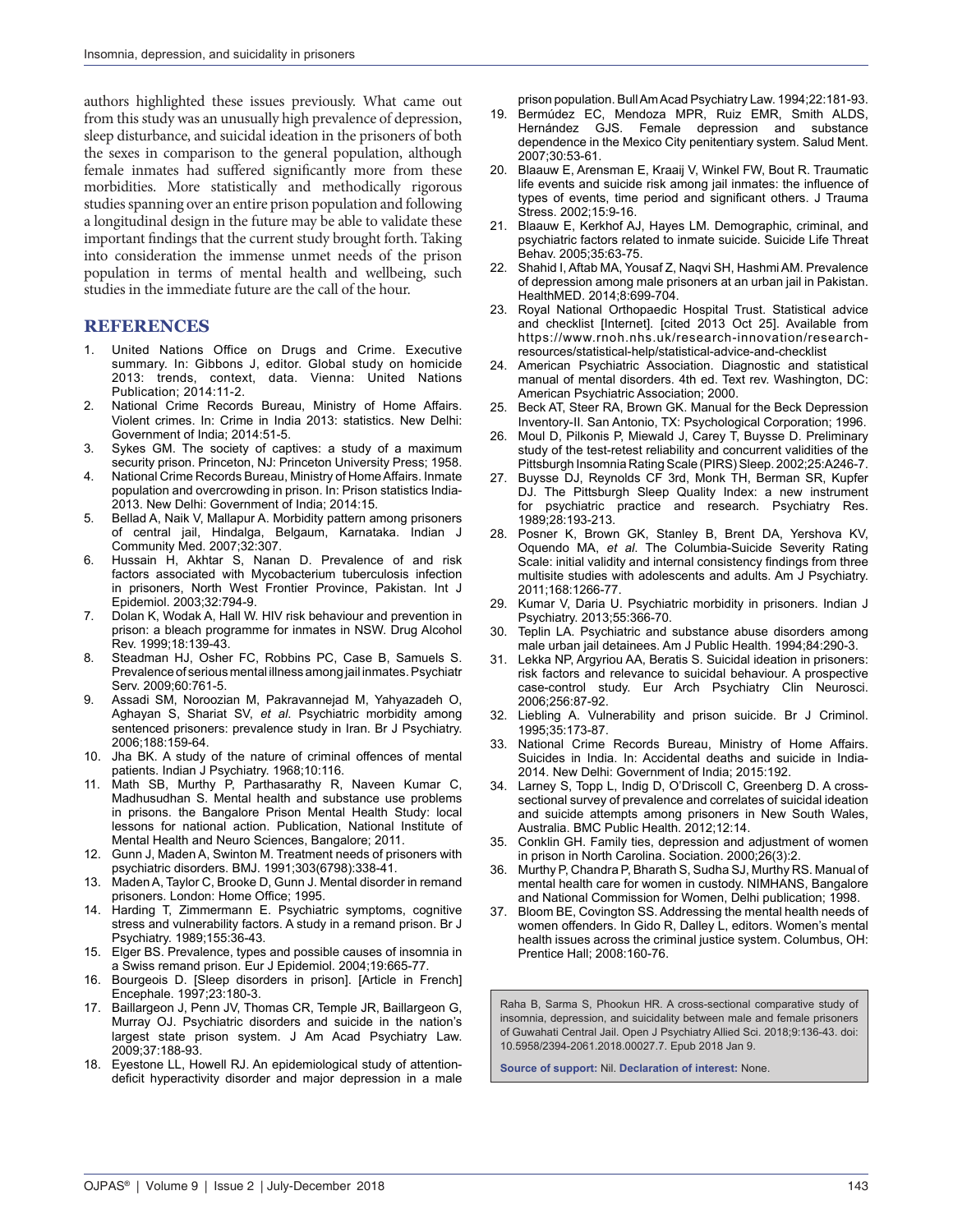authors highlighted these issues previously. What came out from this study was an unusually high prevalence of depression, sleep disturbance, and suicidal ideation in the prisoners of both the sexes in comparison to the general population, although female inmates had suffered significantly more from these morbidities. More statistically and methodically rigorous studies spanning over an entire prison population and following a longitudinal design in the future may be able to validate these important findings that the current study brought forth. Taking into consideration the immense unmet needs of the prison population in terms of mental health and wellbeing, such studies in the immediate future are the call of the hour.

## REFERENCES

1. United Nations Office on Drugs and Crime. Executive summary. In: Gibbons J, editor. Global study on homicide 2013: trends, context, data. Vienna: United Nations Publication; 2014:11-2.
2. National Crime Records Bureau, Ministry of Home Affairs. Violent crimes. In: Crime in India 2013: statistics. New Delhi: Government of India; 2014:51-5.
3. Sykes GM. The society of captives: a study of a maximum security prison. Princeton, NJ: Princeton University Press; 1958.
4. National Crime Records Bureau, Ministry of Home Affairs. Inmate population and overcrowding in prison. In: Prison statistics India-2013. New Delhi: Government of India; 2014:15.
5. Bellad A, Naik V, Mallapur A. Morbidity pattern among prisoners of central jail, Hindalga, Belgaum, Karnataka. Indian J Community Med. 2007;32:307.
6. Hussain H, Akhtar S, Nanan D. Prevalence of and risk factors associated with Mycobacterium tuberculosis infection in prisoners, North West Frontier Province, Pakistan. Int J Epidemiol. 2003;32:794-9.
7. Dolan K, Wodak A, Hall W. HIV risk behaviour and prevention in prison: a bleach programme for inmates in NSW. Drug Alcohol Rev. 1999;18:139-43.
8. Steadman HJ, Osher FC, Robbins PC, Case B, Samuels S. Prevalence of serious mental illness among jail inmates. Psychiatr Serv. 2009;60:761-5.
9. Assadi SM, Noroozian M, Pakravannejad M, Yahyazadeh O, Aghayan S, Shariat SV, *et al*. Psychiatric morbidity among sentenced prisoners: prevalence study in Iran. Br J Psychiatry. 2006;188:159-64.
10. Jha BK. A study of the nature of criminal offences of mental patients. Indian J Psychiatry. 1968;10:116.
11. Math SB, Murthy P, Parthasarathy R, Naveen Kumar C, Madhusudhan S. Mental health and substance use problems in prisons. the Bangalore Prison Mental Health Study: local lessons for national action. Publication, National Institute of Mental Health and Neuro Sciences, Bangalore; 2011.
12. Gunn J, Maden A, Swinton M. Treatment needs of prisoners with psychiatric disorders. BMJ. 1991;303(6798):338-41.
13. Maden A, Taylor C, Brooke D, Gunn J. Mental disorder in remand prisoners. London: Home Office; 1995.
14. Harding T, Zimmermann E. Psychiatric symptoms, cognitive stress and vulnerability factors. A study in a remand prison. Br J Psychiatry. 1989;155:36-43.
15. Elger BS. Prevalence, types and possible causes of insomnia in a Swiss remand prison. Eur J Epidemiol. 2004;19:665-77.
16. Bourgeois D. [Sleep disorders in prison]. [Article in French] Encephale. 1997;23:180-3.
17. Baillargeon J, Penn JV, Thomas CR, Temple JR, Baillargeon G, Murray OJ. Psychiatric disorders and suicide in the nation's largest state prison system. J Am Acad Psychiatry Law. 2009;37:188-93.
18. Eyestone LL, Howell RJ. An epidemiological study of attention-deficit hyperactivity disorder and major depression in a male prison population. Bull Am Acad Psychiatry Law. 1994;22:181-93.
19. Bermúdez EC, Mendoza MPR, Ruiz EMR, Smith ALDS, Hernández GJS. Female depression and substance dependence in the Mexico City penitentiary system. Salud Ment. 2007;30:53-61.
20. Blaauw E, Arensman E, Kraaij V, Winkel FW, Bout R. Traumatic life events and suicide risk among jail inmates: the influence of types of events, time period and significant others. J Trauma Stress. 2002;15:9-16.
21. Blaauw E, Kerkhof AJ, Hayes LM. Demographic, criminal, and psychiatric factors related to inmate suicide. Suicide Life Threat Behav. 2005;35:63-75.
22. Shahid I, Aftab MA, Yousaf Z, Naqvi SH, Hashmi AM. Prevalence of depression among male prisoners at an urban jail in Pakistan. HealthMED. 2014;8:699-704.
23. Royal National Orthopaedic Hospital Trust. Statistical advice and checklist [Internet]. [cited 2013 Oct 25]. Available from https://www.rnoh.nhs.uk/research-innovation/research-resources/statistical-help/statistical-advice-and-checklist
24. American Psychiatric Association. Diagnostic and statistical manual of mental disorders. 4th ed. Text rev. Washington, DC: American Psychiatric Association; 2000.
25. Beck AT, Steer RA, Brown GK. Manual for the Beck Depression Inventory-II. San Antonio, TX: Psychological Corporation; 1996.
26. Moul D, Pilkonis P, Miewald J, Carey T, Buysse D. Preliminary study of the test-retest reliability and concurrent validities of the Pittsburgh Insomnia Rating Scale (PIRS) Sleep. 2002;25:A246-7.
27. Buysse DJ, Reynolds CF 3rd, Monk TH, Berman SR, Kupfer DJ. The Pittsburgh Sleep Quality Index: a new instrument for psychiatric practice and research. Psychiatry Res. 1989;28:193-213.
28. Posner K, Brown GK, Stanley B, Brent DA, Yershova KV, Oquendo MA, *et al*. The Columbia-Suicide Severity Rating Scale: initial validity and internal consistency findings from three multisite studies with adolescents and adults. Am J Psychiatry. 2011;168:1266-77.
29. Kumar V, Daria U. Psychiatric morbidity in prisoners. Indian J Psychiatry. 2013;55:366-70.
30. Teplin LA. Psychiatric and substance abuse disorders among male urban jail detainees. Am J Public Health. 1994;84:290-3.
31. Lekka NP, Argyriou AA, Beratis S. Suicidal ideation in prisoners: risk factors and relevance to suicidal behaviour. A prospective case-control study. Eur Arch Psychiatry Clin Neurosci. 2006;256:87-92.
32. Liebling A. Vulnerability and prison suicide. Br J Criminol. 1995;35:173-87.
33. National Crime Records Bureau, Ministry of Home Affairs. Suicides in India. In: Accidental deaths and suicide in India-2014. New Delhi: Government of India; 2015:192.
34. Larney S, Topp L, Indig D, O'Driscoll C, Greenberg D. A cross-sectional survey of prevalence and correlates of suicidal ideation and suicide attempts among prisoners in New South Wales, Australia. BMC Public Health. 2012;12:14.
35. Conklin GH. Family ties, depression and adjustment of women in prison in North Carolina. Sociation. 2000;26(3):2.
36. Murthy P, Chandra P, Bharath S, Sudha SJ, Murthy RS. Manual of mental health care for women in custody. NIMHANS, Bangalore and National Commission for Women, Delhi publication; 1998.
37. Bloom BE, Covington SS. Addressing the mental health needs of women offenders. In Gido R, Dalley L, editors. Women's mental health issues across the criminal justice system. Columbus, OH: Prentice Hall; 2008:160-76.

Raha B, Sarma S, Phookun HR. A cross-sectional comparative study of insomnia, depression, and suicidality between male and female prisoners of Guwahati Central Jail. Open J Psychiatry Allied Sci. 2018;9:136-43. doi: 10.5958/2394-2061.2018.00027.7. Epub 2018 Jan 9.

**Source of support:** Nil. **Declaration of interest:** None.